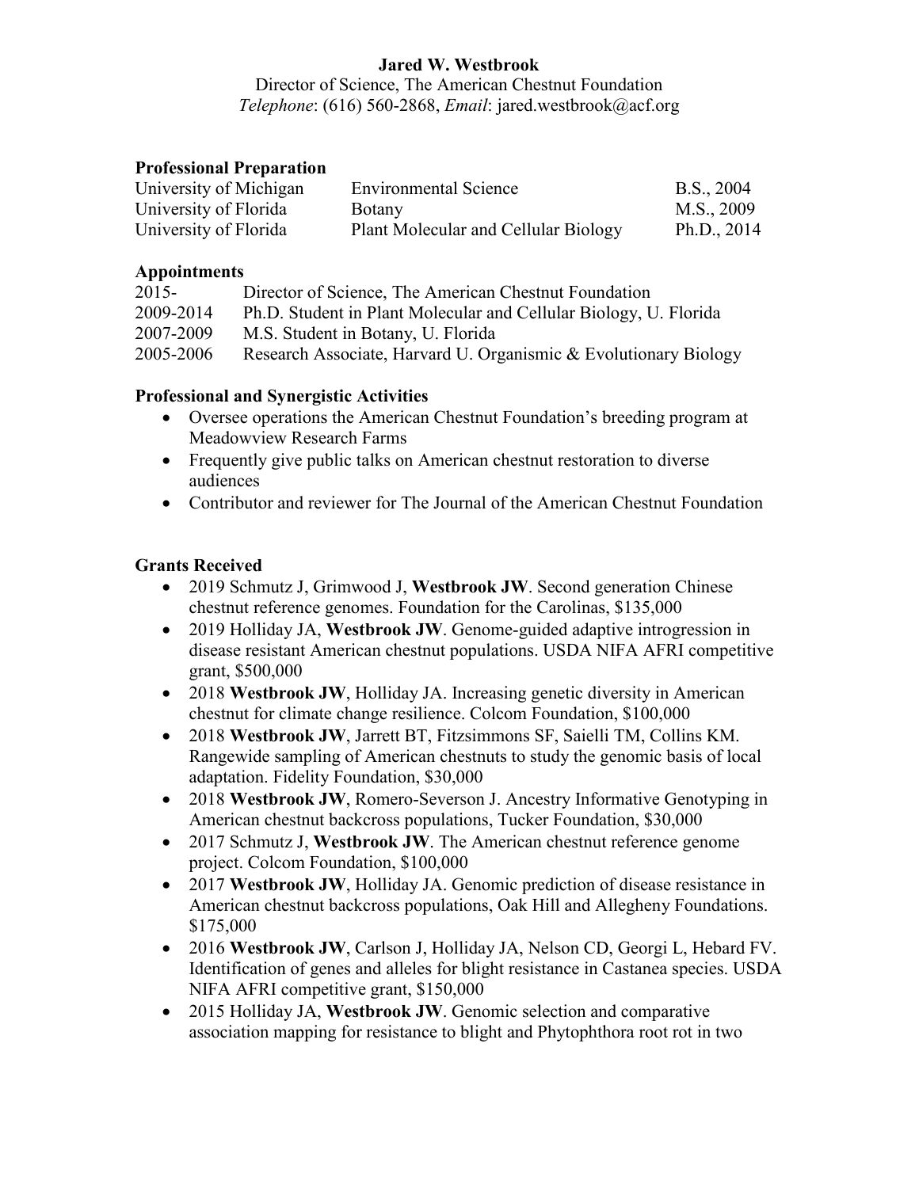# Jared W. Westbrook

Director of Science, The American Chestnut Foundation
*Telephone*: (616) 560-2868, *Email*: jared.westbrook@acf.org

## Professional Preparation

| | | |
|---|---|---|
| University of Michigan | Environmental Science | B.S., 2004 |
| University of Florida | Botany | M.S., 2009 |
| University of Florida | Plant Molecular and Cellular Biology | Ph.D., 2014 |

## Appointments

| | |
|---|---|
| 2015- | Director of Science, The American Chestnut Foundation |
| 2009-2014 | Ph.D. Student in Plant Molecular and Cellular Biology, U. Florida |
| 2007-2009 | M.S. Student in Botany, U. Florida |
| 2005-2006 | Research Associate, Harvard U. Organismic & Evolutionary Biology |

## Professional and Synergistic Activities

- Oversee operations the American Chestnut Foundation's breeding program at Meadowview Research Farms
- Frequently give public talks on American chestnut restoration to diverse audiences
- Contributor and reviewer for The Journal of the American Chestnut Foundation

## Grants Received

- 2019 Schmutz J, Grimwood J, **Westbrook JW**. Second generation Chinese chestnut reference genomes. Foundation for the Carolinas, $135,000
- 2019 Holliday JA, **Westbrook JW**. Genome-guided adaptive introgression in disease resistant American chestnut populations. USDA NIFA AFRI competitive grant, $500,000
- 2018 **Westbrook JW**, Holliday JA. Increasing genetic diversity in American chestnut for climate change resilience. Colcom Foundation, $100,000
- 2018 **Westbrook JW**, Jarrett BT, Fitzsimmons SF, Saielli TM, Collins KM. Rangewide sampling of American chestnuts to study the genomic basis of local adaptation. Fidelity Foundation, $30,000
- 2018 **Westbrook JW**, Romero-Severson J. Ancestry Informative Genotyping in American chestnut backcross populations, Tucker Foundation, $30,000
- 2017 Schmutz J, **Westbrook JW**. The American chestnut reference genome project. Colcom Foundation, $100,000
- 2017 **Westbrook JW**, Holliday JA. Genomic prediction of disease resistance in American chestnut backcross populations, Oak Hill and Allegheny Foundations. $175,000
- 2016 **Westbrook JW**, Carlson J, Holliday JA, Nelson CD, Georgi L, Hebard FV. Identification of genes and alleles for blight resistance in Castanea species. USDA NIFA AFRI competitive grant, $150,000
- 2015 Holliday JA, **Westbrook JW**. Genomic selection and comparative association mapping for resistance to blight and Phytophthora root rot in two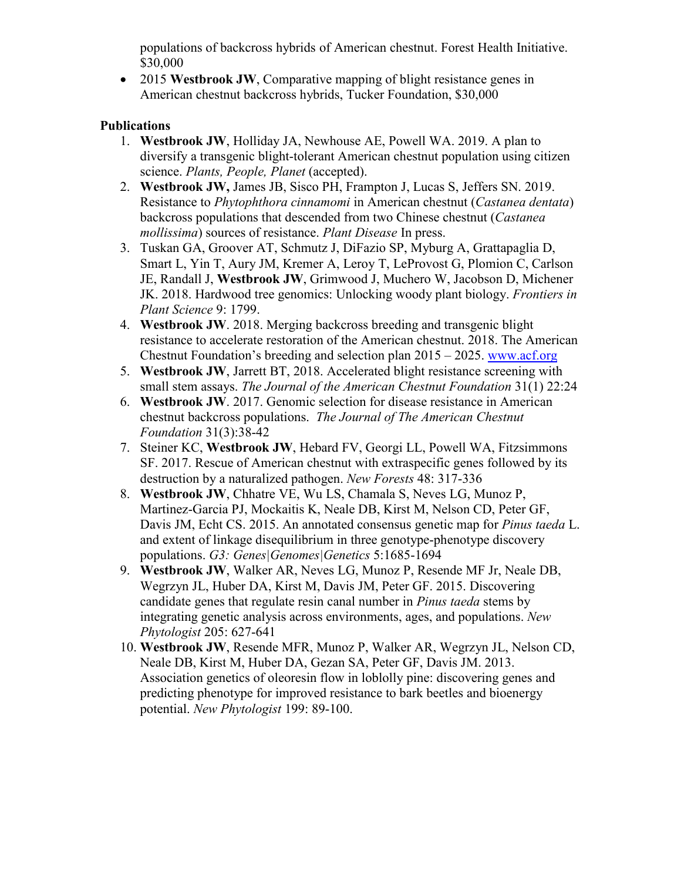populations of backcross hybrids of American chestnut. Forest Health Initiative. $30,000

- 2015 **Westbrook JW**, Comparative mapping of blight resistance genes in American chestnut backcross hybrids, Tucker Foundation, $30,000

**Publications**

1. **Westbrook JW**, Holliday JA, Newhouse AE, Powell WA. 2019. A plan to diversify a transgenic blight-tolerant American chestnut population using citizen science. *Plants, People, Planet* (accepted).
2. **Westbrook JW,** James JB, Sisco PH, Frampton J, Lucas S, Jeffers SN. 2019. Resistance to *Phytophthora cinnamomi* in American chestnut (*Castanea dentata*) backcross populations that descended from two Chinese chestnut (*Castanea mollissima*) sources of resistance. *Plant Disease* In press.
3. Tuskan GA, Groover AT, Schmutz J, DiFazio SP, Myburg A, Grattapaglia D, Smart L, Yin T, Aury JM, Kremer A, Leroy T, LeProvost G, Plomion C, Carlson JE, Randall J, **Westbrook JW**, Grimwood J, Muchero W, Jacobson D, Michener JK. 2018. Hardwood tree genomics: Unlocking woody plant biology. *Frontiers in Plant Science* 9: 1799.
4. **Westbrook JW**. 2018. Merging backcross breeding and transgenic blight resistance to accelerate restoration of the American chestnut. 2018. The American Chestnut Foundation's breeding and selection plan 2015 – 2025. www.acf.org
5. **Westbrook JW**, Jarrett BT, 2018. Accelerated blight resistance screening with small stem assays. *The Journal of the American Chestnut Foundation* 31(1) 22:24
6. **Westbrook JW**. 2017. Genomic selection for disease resistance in American chestnut backcross populations. *The Journal of The American Chestnut Foundation* 31(3):38-42
7. Steiner KC, **Westbrook JW**, Hebard FV, Georgi LL, Powell WA, Fitzsimmons SF. 2017. Rescue of American chestnut with extraspecific genes followed by its destruction by a naturalized pathogen. *New Forests* 48: 317-336
8. **Westbrook JW**, Chhatre VE, Wu LS, Chamala S, Neves LG, Munoz P, Martinez-Garcia PJ, Mockaitis K, Neale DB, Kirst M, Nelson CD, Peter GF, Davis JM, Echt CS. 2015. An annotated consensus genetic map for *Pinus taeda* L. and extent of linkage disequilibrium in three genotype-phenotype discovery populations. *G3: Genes|Genomes|Genetics* 5:1685-1694
9. **Westbrook JW**, Walker AR, Neves LG, Munoz P, Resende MF Jr, Neale DB, Wegrzyn JL, Huber DA, Kirst M, Davis JM, Peter GF. 2015. Discovering candidate genes that regulate resin canal number in *Pinus taeda* stems by integrating genetic analysis across environments, ages, and populations. *New Phytologist* 205: 627-641
10. **Westbrook JW**, Resende MFR, Munoz P, Walker AR, Wegrzyn JL, Nelson CD, Neale DB, Kirst M, Huber DA, Gezan SA, Peter GF, Davis JM. 2013. Association genetics of oleoresin flow in loblolly pine: discovering genes and predicting phenotype for improved resistance to bark beetles and bioenergy potential. *New Phytologist* 199: 89-100.